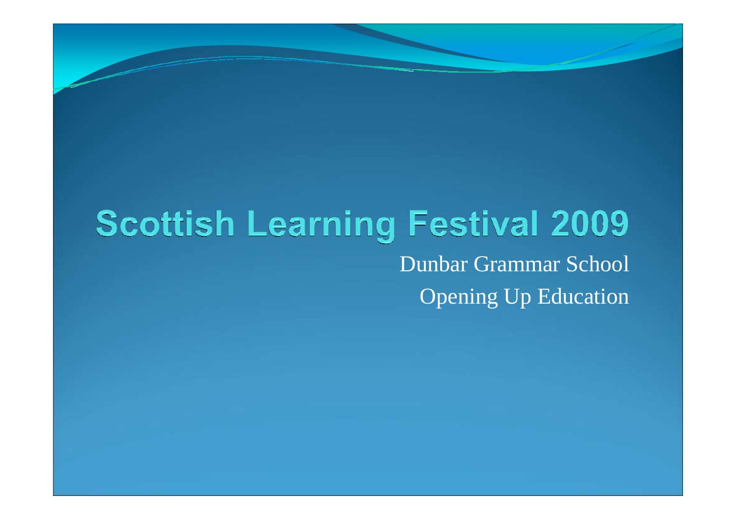# Scottish Learning Festival 2009

Dunbar Grammar School

Opening Up Education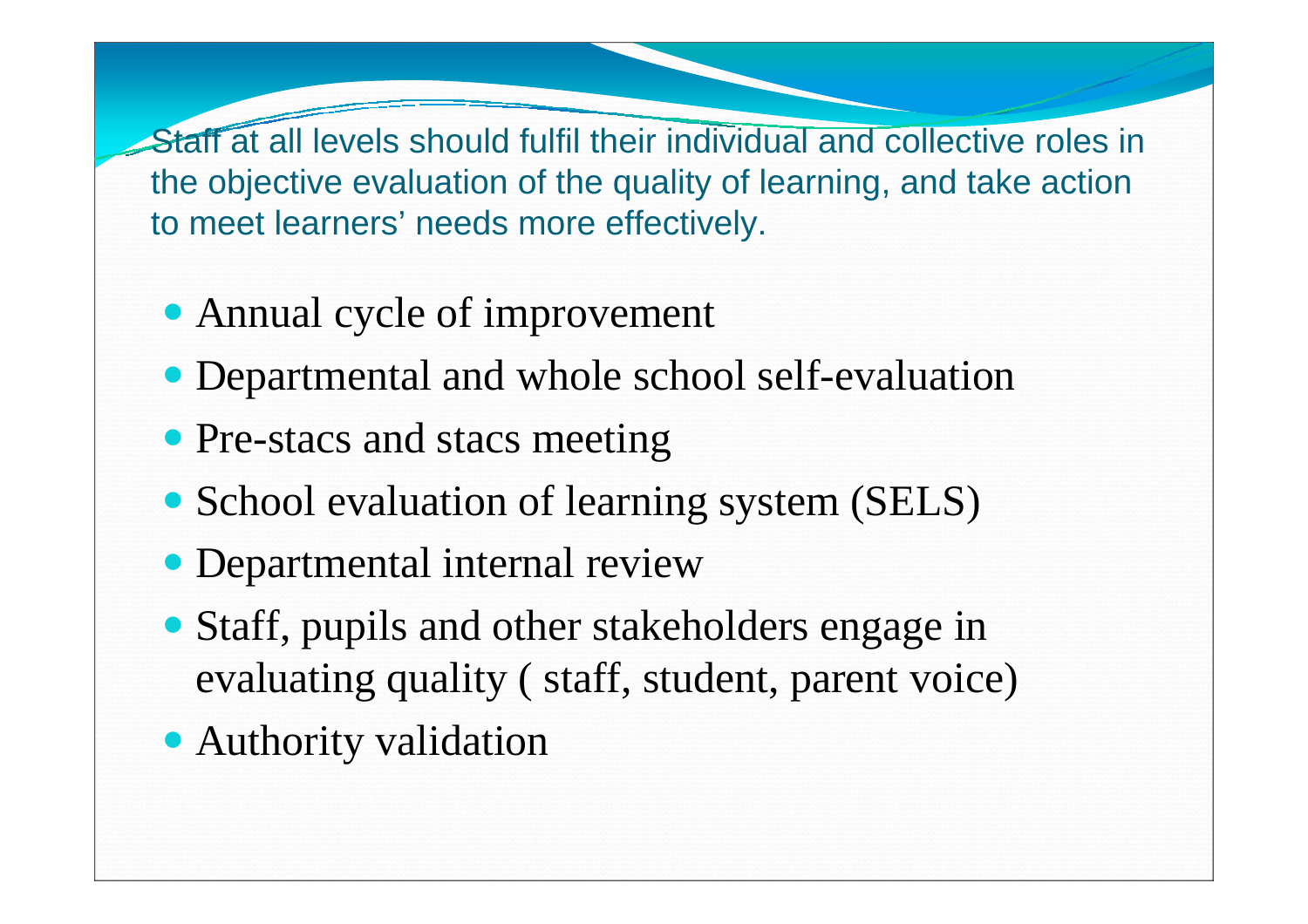## Staff at all levels should fulfil their individual and collective roles in the objective evaluation of the quality of learning, and take action to meet learners' needs more effectively.

- Annual cycle of improvement
- Departmental and whole school self-evaluation
- Pre-stacs and stacs meeting
- School evaluation of learning system (SELS)
- Departmental internal review
- Staff, pupils and other stakeholders engage in evaluating quality ( staff, student, parent voice)
- Authority validation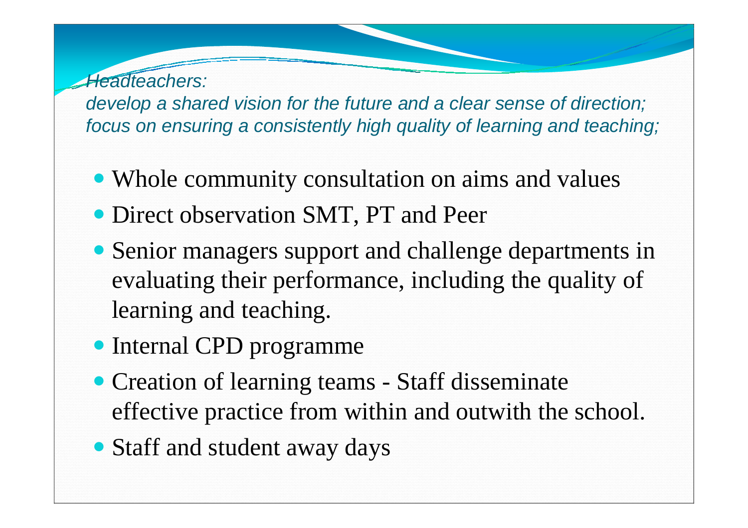*Headteachers:*
*develop a shared vision for the future and a clear sense of direction;*
*focus on ensuring a consistently high quality of learning and teaching;*

- Whole community consultation on aims and values
- Direct observation SMT, PT and Peer
- Senior managers support and challenge departments in evaluating their performance, including the quality of learning and teaching.
- Internal CPD programme
- Creation of learning teams - Staff disseminate effective practice from within and outwith the school.
- Staff and student away days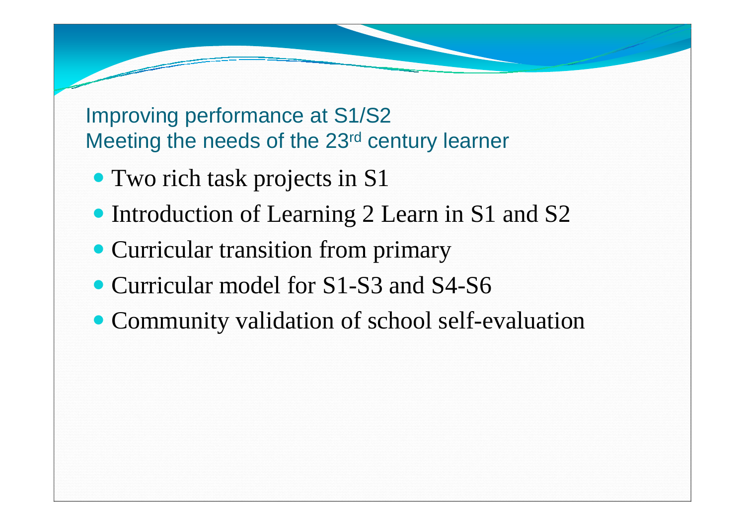## Improving performance at S1/S2
## Meeting the needs of the 23rd century learner

- Two rich task projects in S1
- Introduction of Learning 2 Learn in S1 and S2
- Curricular transition from primary
- Curricular model for S1-S3 and S4-S6
- Community validation of school self-evaluation